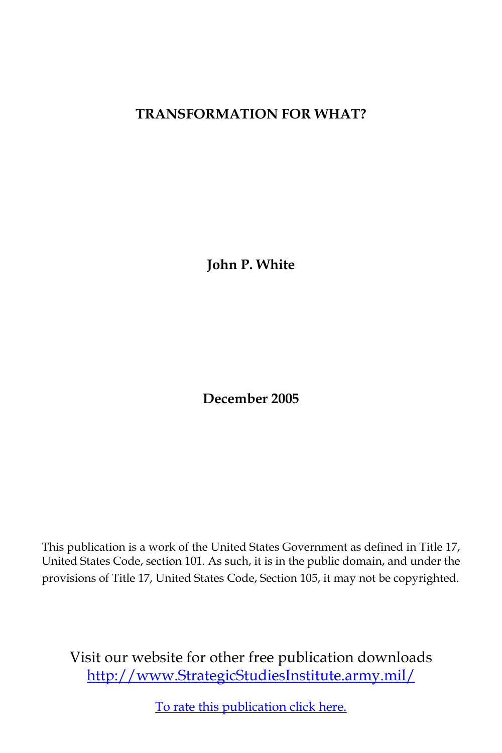# TRANSFORMATION FOR WHAT?

**John P. White**

**December 2005**

This publication is a work of the United States Government as defined in Title 17, United States Code, section 101. As such, it is in the public domain, and under the provisions of Title 17, United States Code, Section 105, it may not be copyrighted.

Visit our website for other free publication downloads
[http://www.StrategicStudiesInstitute.army.mil/](http://www.StrategicStudiesInstitute.army.mil/)

To rate this publication click here.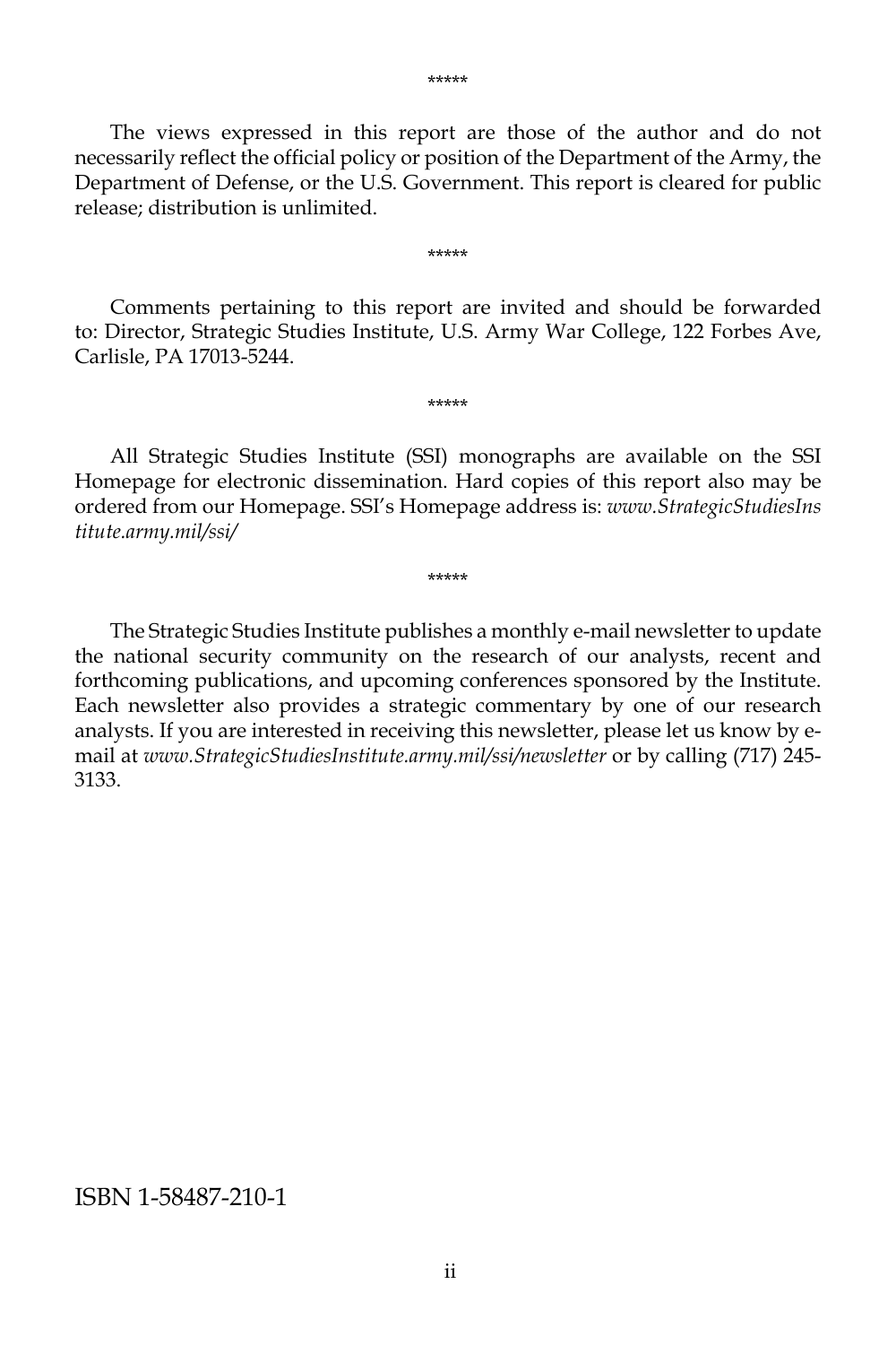*****

The views expressed in this report are those of the author and do not necessarily reflect the official policy or position of the Department of the Army, the Department of Defense, or the U.S. Government. This report is cleared for public release; distribution is unlimited.

*****

Comments pertaining to this report are invited and should be forwarded to: Director, Strategic Studies Institute, U.S. Army War College, 122 Forbes Ave, Carlisle, PA 17013-5244.

*****

All Strategic Studies Institute (SSI) monographs are available on the SSI Homepage for electronic dissemination. Hard copies of this report also may be ordered from our Homepage. SSI's Homepage address is: *www.StrategicStudiesInstitute.army.mil/ssi/*

*****

The Strategic Studies Institute publishes a monthly e-mail newsletter to update the national security community on the research of our analysts, recent and forthcoming publications, and upcoming conferences sponsored by the Institute. Each newsletter also provides a strategic commentary by one of our research analysts. If you are interested in receiving this newsletter, please let us know by e-mail at *www.StrategicStudiesInstitute.army.mil/ssi/newsletter* or by calling (717) 245-3133.

ISBN 1-58487-210-1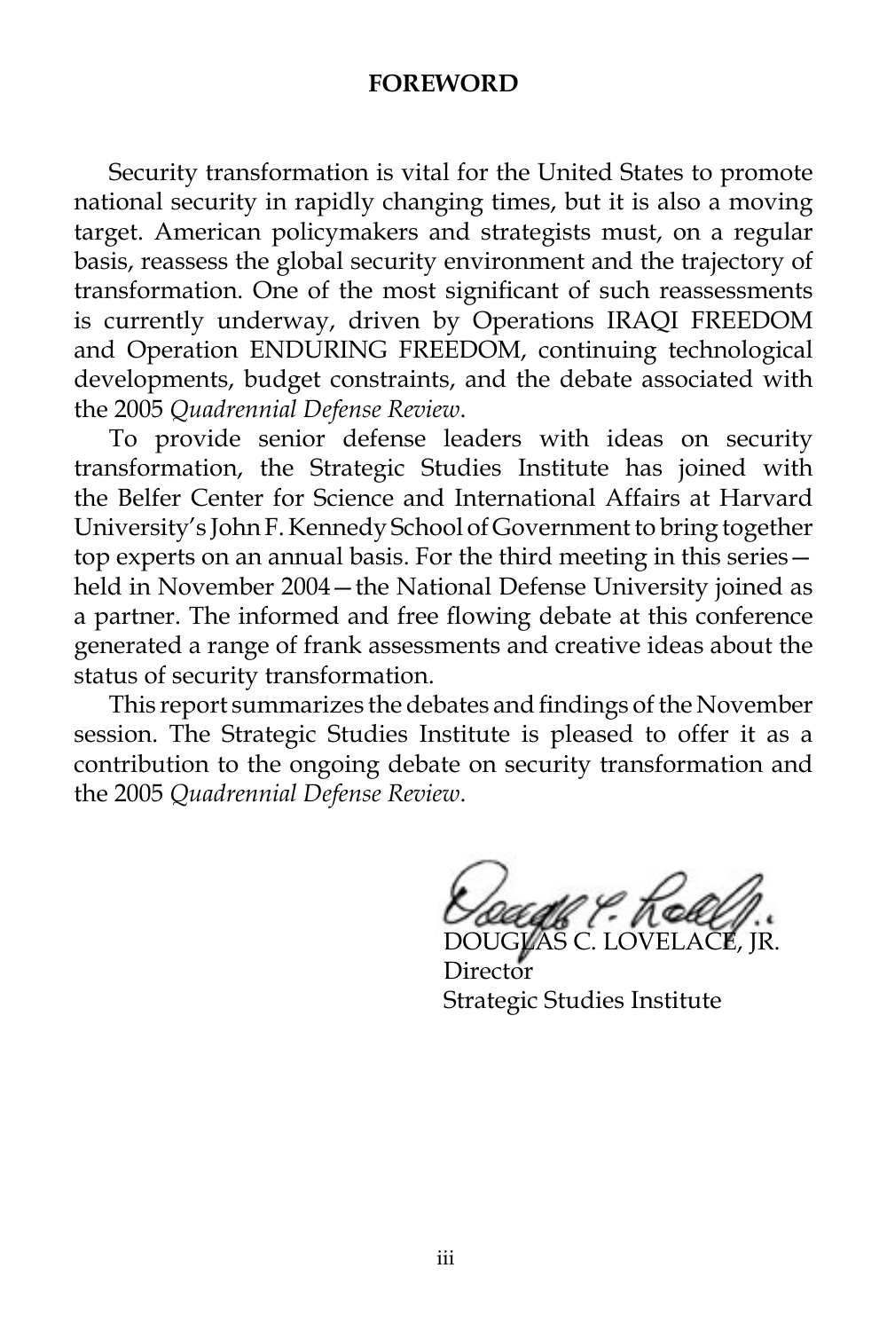# FOREWORD

Security transformation is vital for the United States to promote national security in rapidly changing times, but it is also a moving target. American policymakers and strategists must, on a regular basis, reassess the global security environment and the trajectory of transformation. One of the most significant of such reassessments is currently underway, driven by Operations IRAQI FREEDOM and Operation ENDURING FREEDOM, continuing technological developments, budget constraints, and the debate associated with the 2005 *Quadrennial Defense Review*.

To provide senior defense leaders with ideas on security transformation, the Strategic Studies Institute has joined with the Belfer Center for Science and International Affairs at Harvard University's John F. Kennedy School of Government to bring together top experts on an annual basis. For the third meeting in this series—held in November 2004—the National Defense University joined as a partner. The informed and free flowing debate at this conference generated a range of frank assessments and creative ideas about the status of security transformation.

This report summarizes the debates and findings of the November session. The Strategic Studies Institute is pleased to offer it as a contribution to the ongoing debate on security transformation and the 2005 *Quadrennial Defense Review*.

DOUGLAS C. LOVELACE, JR.
Director
Strategic Studies Institute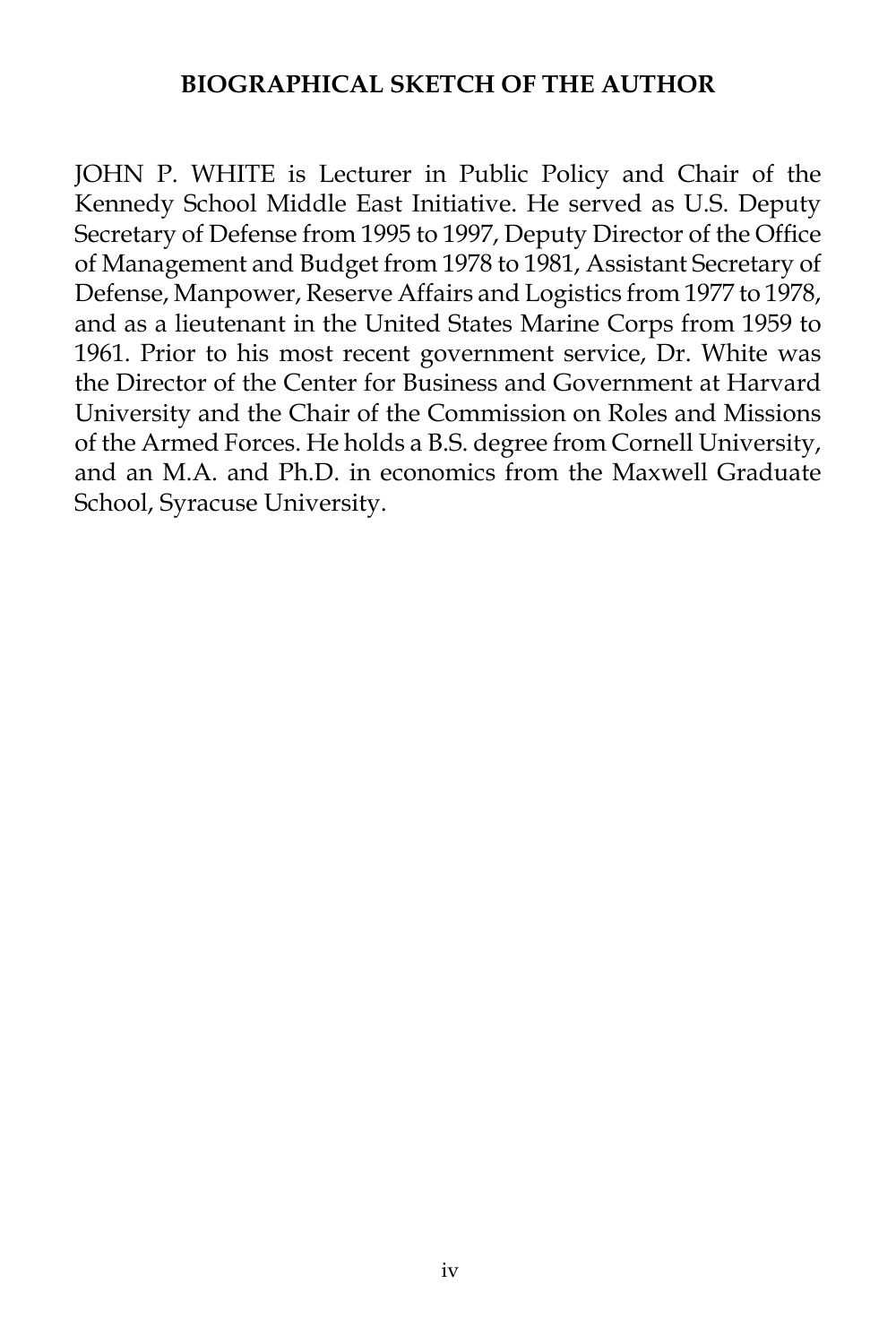## BIOGRAPHICAL SKETCH OF THE AUTHOR

JOHN P. WHITE is Lecturer in Public Policy and Chair of the Kennedy School Middle East Initiative. He served as U.S. Deputy Secretary of Defense from 1995 to 1997, Deputy Director of the Office of Management and Budget from 1978 to 1981, Assistant Secretary of Defense, Manpower, Reserve Affairs and Logistics from 1977 to 1978, and as a lieutenant in the United States Marine Corps from 1959 to 1961. Prior to his most recent government service, Dr. White was the Director of the Center for Business and Government at Harvard University and the Chair of the Commission on Roles and Missions of the Armed Forces. He holds a B.S. degree from Cornell University, and an M.A. and Ph.D. in economics from the Maxwell Graduate School, Syracuse University.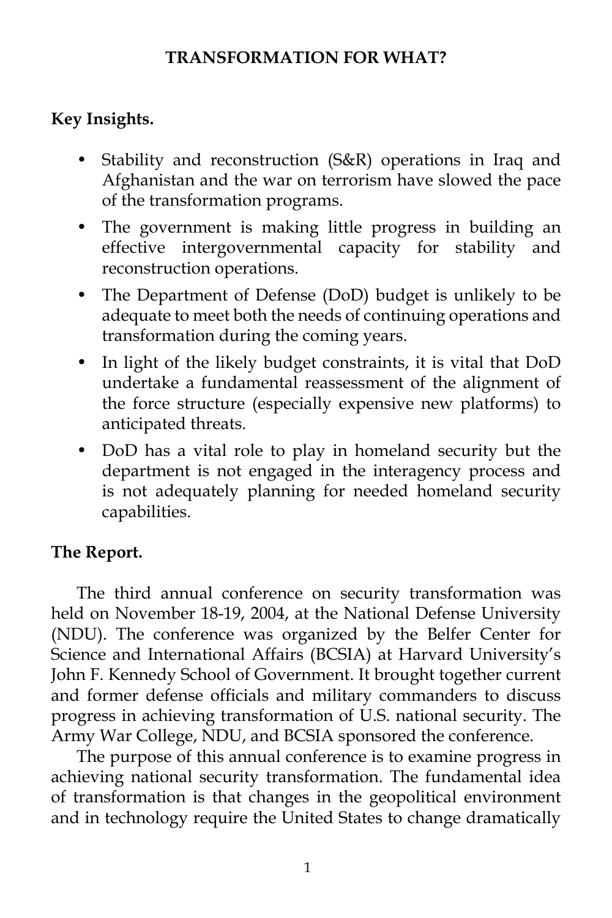# TRANSFORMATION FOR WHAT?

**Key Insights.**

- Stability and reconstruction (S&R) operations in Iraq and Afghanistan and the war on terrorism have slowed the pace of the transformation programs.
- The government is making little progress in building an effective intergovernmental capacity for stability and reconstruction operations.
- The Department of Defense (DoD) budget is unlikely to be adequate to meet both the needs of continuing operations and transformation during the coming years.
- In light of the likely budget constraints, it is vital that DoD undertake a fundamental reassessment of the alignment of the force structure (especially expensive new platforms) to anticipated threats.
- DoD has a vital role to play in homeland security but the department is not engaged in the interagency process and is not adequately planning for needed homeland security capabilities.

**The Report.**

The third annual conference on security transformation was held on November 18-19, 2004, at the National Defense University (NDU). The conference was organized by the Belfer Center for Science and International Affairs (BCSIA) at Harvard University's John F. Kennedy School of Government. It brought together current and former defense officials and military commanders to discuss progress in achieving transformation of U.S. national security. The Army War College, NDU, and BCSIA sponsored the conference.

The purpose of this annual conference is to examine progress in achieving national security transformation. The fundamental idea of transformation is that changes in the geopolitical environment and in technology require the United States to change dramatically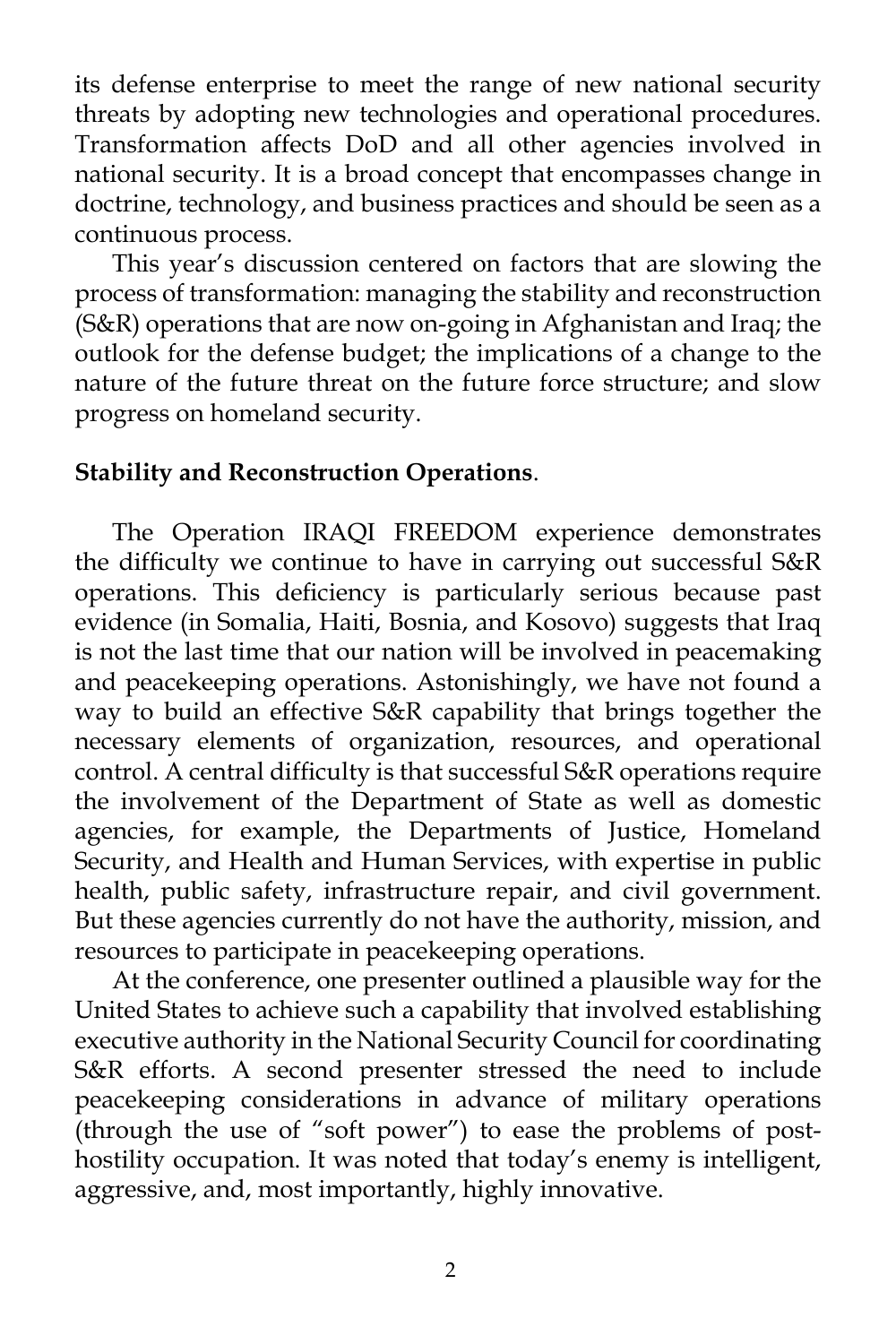its defense enterprise to meet the range of new national security threats by adopting new technologies and operational procedures. Transformation affects DoD and all other agencies involved in national security. It is a broad concept that encompasses change in doctrine, technology, and business practices and should be seen as a continuous process.

This year's discussion centered on factors that are slowing the process of transformation: managing the stability and reconstruction (S&R) operations that are now on-going in Afghanistan and Iraq; the outlook for the defense budget; the implications of a change to the nature of the future threat on the future force structure; and slow progress on homeland security.

**Stability and Reconstruction Operations**.

The Operation IRAQI FREEDOM experience demonstrates the difficulty we continue to have in carrying out successful S&R operations. This deficiency is particularly serious because past evidence (in Somalia, Haiti, Bosnia, and Kosovo) suggests that Iraq is not the last time that our nation will be involved in peacemaking and peacekeeping operations. Astonishingly, we have not found a way to build an effective S&R capability that brings together the necessary elements of organization, resources, and operational control. A central difficulty is that successful S&R operations require the involvement of the Department of State as well as domestic agencies, for example, the Departments of Justice, Homeland Security, and Health and Human Services, with expertise in public health, public safety, infrastructure repair, and civil government. But these agencies currently do not have the authority, mission, and resources to participate in peacekeeping operations.

At the conference, one presenter outlined a plausible way for the United States to achieve such a capability that involved establishing executive authority in the National Security Council for coordinating S&R efforts. A second presenter stressed the need to include peacekeeping considerations in advance of military operations (through the use of "soft power") to ease the problems of post-hostility occupation. It was noted that today's enemy is intelligent, aggressive, and, most importantly, highly innovative.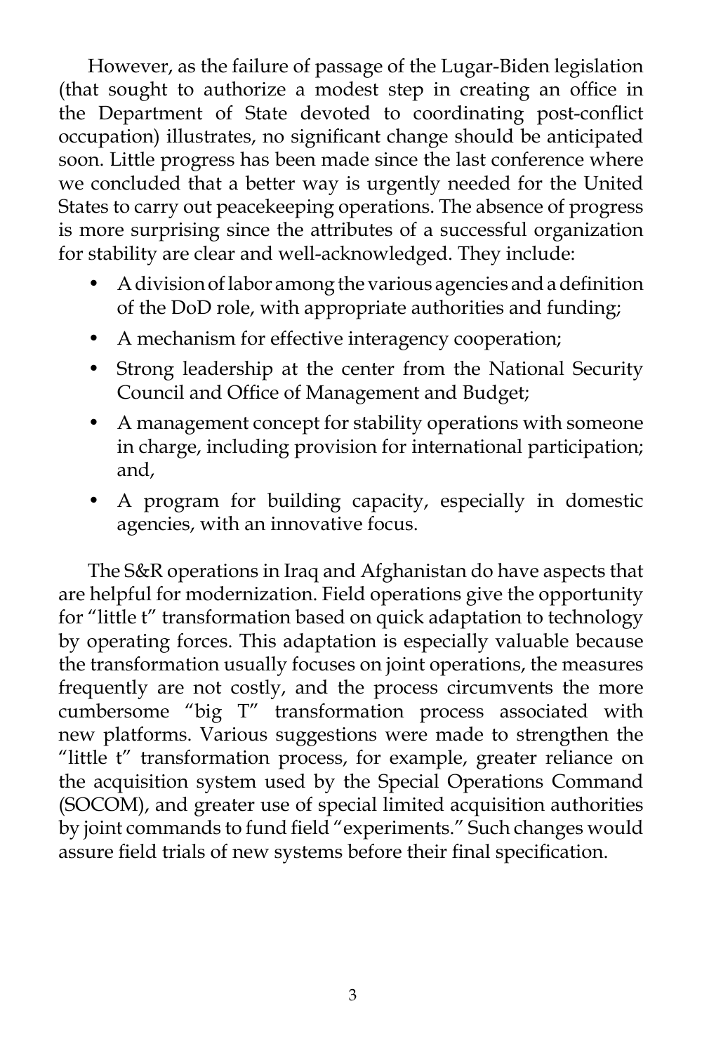However, as the failure of passage of the Lugar-Biden legislation (that sought to authorize a modest step in creating an office in the Department of State devoted to coordinating post-conflict occupation) illustrates, no significant change should be anticipated soon. Little progress has been made since the last conference where we concluded that a better way is urgently needed for the United States to carry out peacekeeping operations. The absence of progress is more surprising since the attributes of a successful organization for stability are clear and well-acknowledged. They include:

- A division of labor among the various agencies and a definition of the DoD role, with appropriate authorities and funding;
- A mechanism for effective interagency cooperation;
- Strong leadership at the center from the National Security Council and Office of Management and Budget;
- A management concept for stability operations with someone in charge, including provision for international participation; and,
- A program for building capacity, especially in domestic agencies, with an innovative focus.

The S&R operations in Iraq and Afghanistan do have aspects that are helpful for modernization. Field operations give the opportunity for "little t" transformation based on quick adaptation to technology by operating forces. This adaptation is especially valuable because the transformation usually focuses on joint operations, the measures frequently are not costly, and the process circumvents the more cumbersome "big T" transformation process associated with new platforms. Various suggestions were made to strengthen the "little t" transformation process, for example, greater reliance on the acquisition system used by the Special Operations Command (SOCOM), and greater use of special limited acquisition authorities by joint commands to fund field "experiments." Such changes would assure field trials of new systems before their final specification.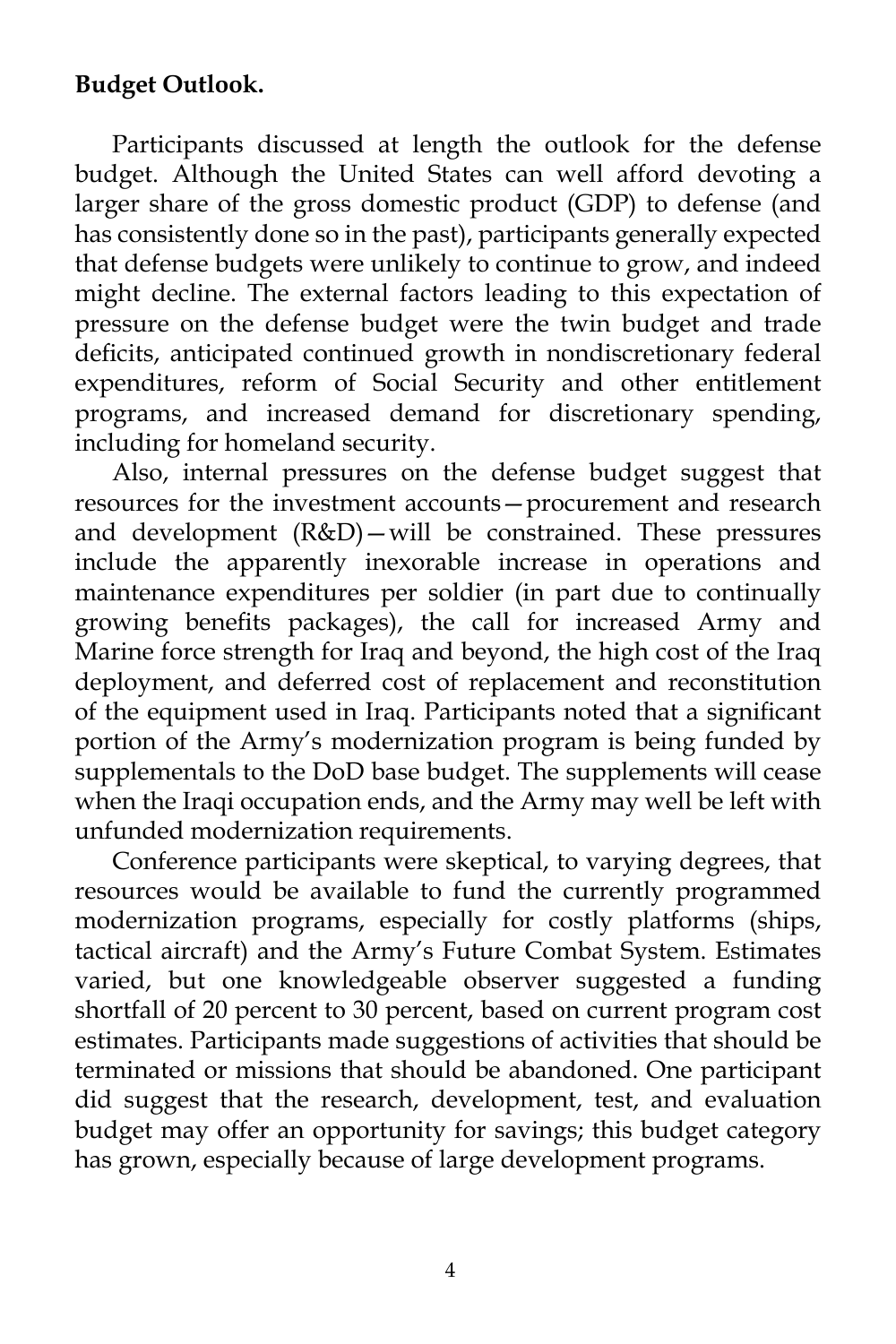**Budget Outlook.**

Participants discussed at length the outlook for the defense budget. Although the United States can well afford devoting a larger share of the gross domestic product (GDP) to defense (and has consistently done so in the past), participants generally expected that defense budgets were unlikely to continue to grow, and indeed might decline. The external factors leading to this expectation of pressure on the defense budget were the twin budget and trade deficits, anticipated continued growth in nondiscretionary federal expenditures, reform of Social Security and other entitlement programs, and increased demand for discretionary spending, including for homeland security.

Also, internal pressures on the defense budget suggest that resources for the investment accounts—procurement and research and development (R&D)—will be constrained. These pressures include the apparently inexorable increase in operations and maintenance expenditures per soldier (in part due to continually growing benefits packages), the call for increased Army and Marine force strength for Iraq and beyond, the high cost of the Iraq deployment, and deferred cost of replacement and reconstitution of the equipment used in Iraq. Participants noted that a significant portion of the Army's modernization program is being funded by supplementals to the DoD base budget. The supplements will cease when the Iraqi occupation ends, and the Army may well be left with unfunded modernization requirements.

Conference participants were skeptical, to varying degrees, that resources would be available to fund the currently programmed modernization programs, especially for costly platforms (ships, tactical aircraft) and the Army's Future Combat System. Estimates varied, but one knowledgeable observer suggested a funding shortfall of 20 percent to 30 percent, based on current program cost estimates. Participants made suggestions of activities that should be terminated or missions that should be abandoned. One participant did suggest that the research, development, test, and evaluation budget may offer an opportunity for savings; this budget category has grown, especially because of large development programs.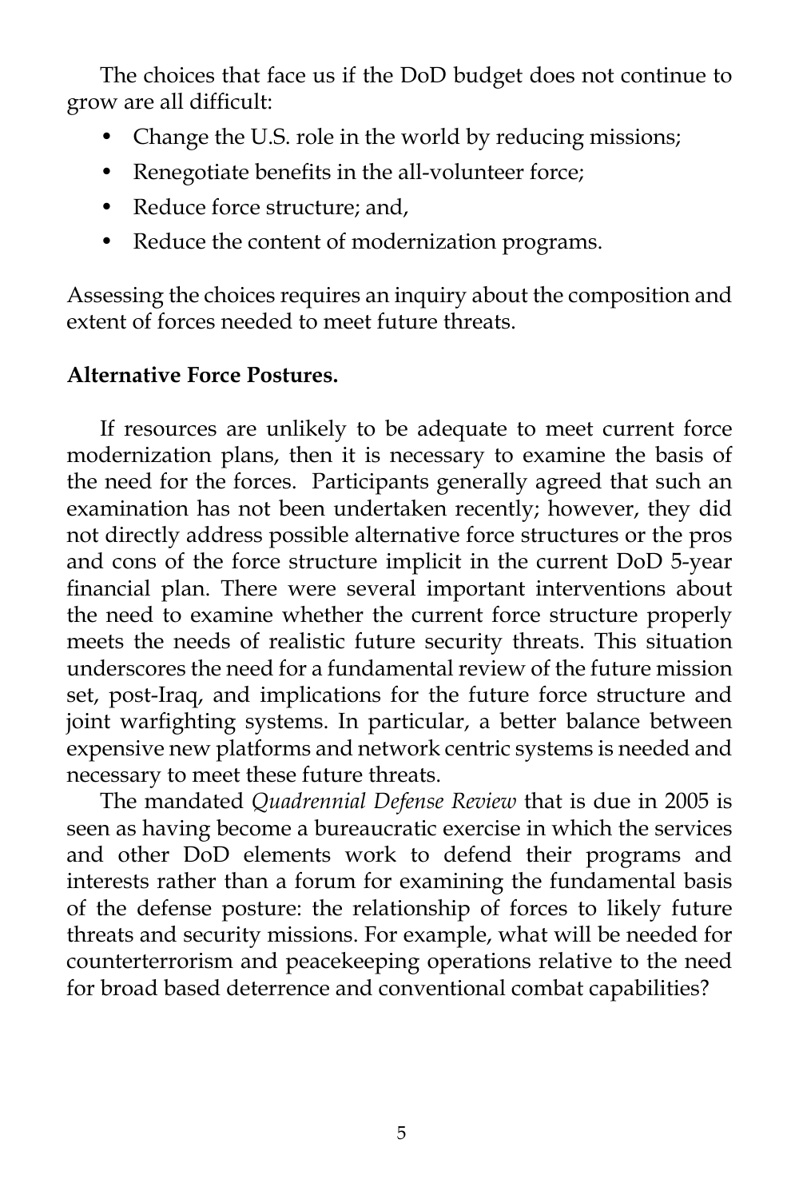The choices that face us if the DoD budget does not continue to grow are all difficult:

- Change the U.S. role in the world by reducing missions;
- Renegotiate benefits in the all-volunteer force;
- Reduce force structure; and,
- Reduce the content of modernization programs.

Assessing the choices requires an inquiry about the composition and extent of forces needed to meet future threats.

**Alternative Force Postures.**

If resources are unlikely to be adequate to meet current force modernization plans, then it is necessary to examine the basis of the need for the forces. Participants generally agreed that such an examination has not been undertaken recently; however, they did not directly address possible alternative force structures or the pros and cons of the force structure implicit in the current DoD 5-year financial plan. There were several important interventions about the need to examine whether the current force structure properly meets the needs of realistic future security threats. This situation underscores the need for a fundamental review of the future mission set, post-Iraq, and implications for the future force structure and joint warfighting systems. In particular, a better balance between expensive new platforms and network centric systems is needed and necessary to meet these future threats.

The mandated *Quadrennial Defense Review* that is due in 2005 is seen as having become a bureaucratic exercise in which the services and other DoD elements work to defend their programs and interests rather than a forum for examining the fundamental basis of the defense posture: the relationship of forces to likely future threats and security missions. For example, what will be needed for counterterrorism and peacekeeping operations relative to the need for broad based deterrence and conventional combat capabilities?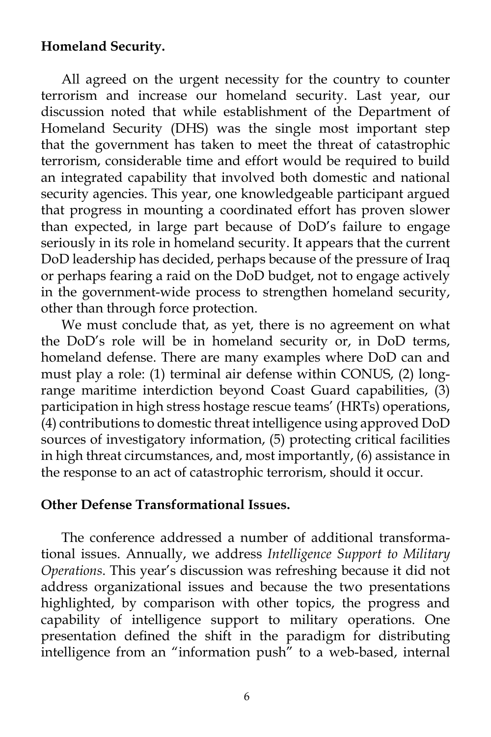**Homeland Security.**

All agreed on the urgent necessity for the country to counter terrorism and increase our homeland security. Last year, our discussion noted that while establishment of the Department of Homeland Security (DHS) was the single most important step that the government has taken to meet the threat of catastrophic terrorism, considerable time and effort would be required to build an integrated capability that involved both domestic and national security agencies. This year, one knowledgeable participant argued that progress in mounting a coordinated effort has proven slower than expected, in large part because of DoD's failure to engage seriously in its role in homeland security. It appears that the current DoD leadership has decided, perhaps because of the pressure of Iraq or perhaps fearing a raid on the DoD budget, not to engage actively in the government-wide process to strengthen homeland security, other than through force protection.

We must conclude that, as yet, there is no agreement on what the DoD's role will be in homeland security or, in DoD terms, homeland defense. There are many examples where DoD can and must play a role: (1) terminal air defense within CONUS, (2) long-range maritime interdiction beyond Coast Guard capabilities, (3) participation in high stress hostage rescue teams' (HRTs) operations, (4) contributions to domestic threat intelligence using approved DoD sources of investigatory information, (5) protecting critical facilities in high threat circumstances, and, most importantly, (6) assistance in the response to an act of catastrophic terrorism, should it occur.

**Other Defense Transformational Issues.**

The conference addressed a number of additional transformational issues. Annually, we address *Intelligence Support to Military Operations*. This year's discussion was refreshing because it did not address organizational issues and because the two presentations highlighted, by comparison with other topics, the progress and capability of intelligence support to military operations. One presentation defined the shift in the paradigm for distributing intelligence from an "information push" to a web-based, internal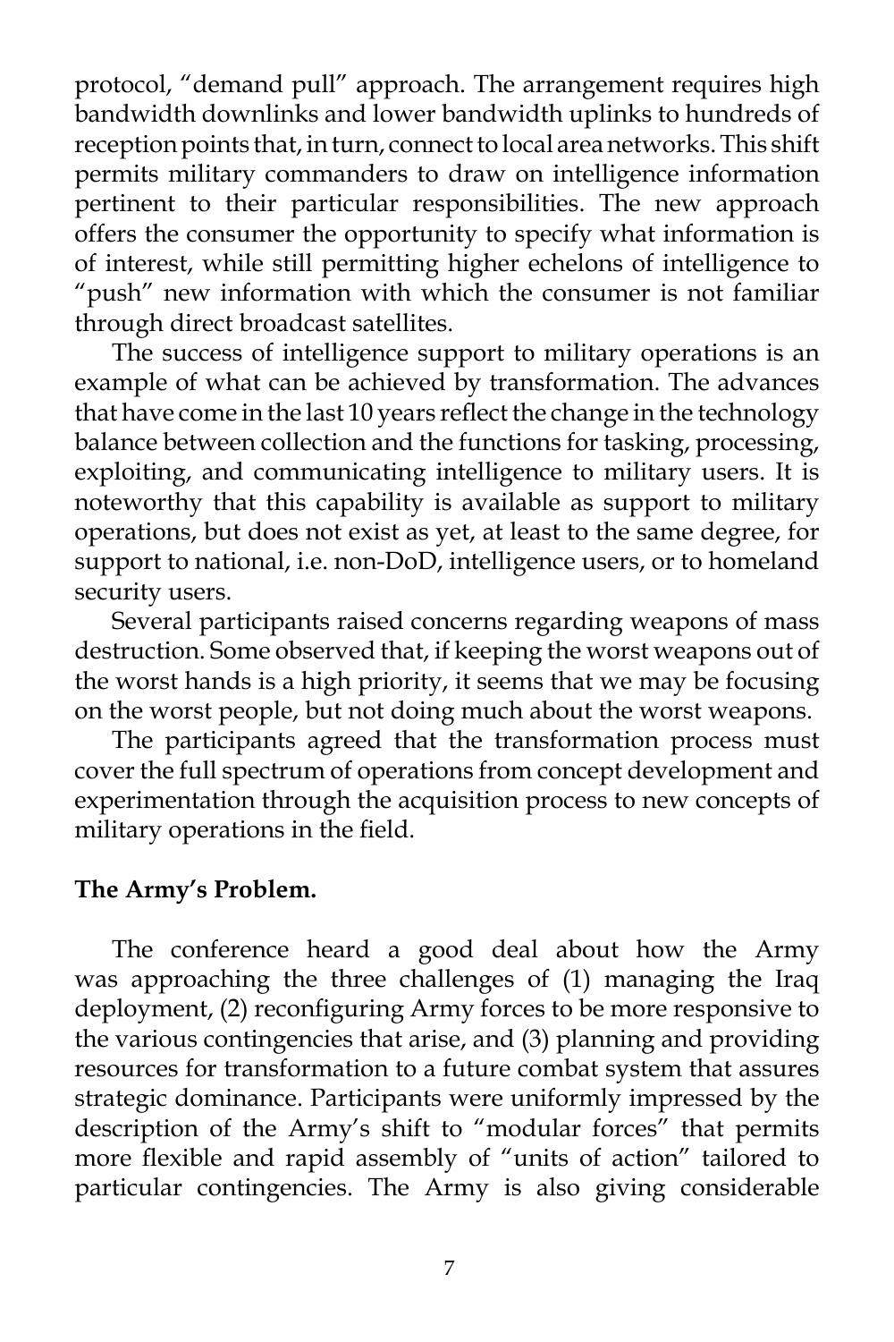protocol, "demand pull" approach. The arrangement requires high bandwidth downlinks and lower bandwidth uplinks to hundreds of reception points that, in turn, connect to local area networks. This shift permits military commanders to draw on intelligence information pertinent to their particular responsibilities. The new approach offers the consumer the opportunity to specify what information is of interest, while still permitting higher echelons of intelligence to "push" new information with which the consumer is not familiar through direct broadcast satellites.

The success of intelligence support to military operations is an example of what can be achieved by transformation. The advances that have come in the last 10 years reflect the change in the technology balance between collection and the functions for tasking, processing, exploiting, and communicating intelligence to military users. It is noteworthy that this capability is available as support to military operations, but does not exist as yet, at least to the same degree, for support to national, i.e. non-DoD, intelligence users, or to homeland security users.

Several participants raised concerns regarding weapons of mass destruction. Some observed that, if keeping the worst weapons out of the worst hands is a high priority, it seems that we may be focusing on the worst people, but not doing much about the worst weapons.

The participants agreed that the transformation process must cover the full spectrum of operations from concept development and experimentation through the acquisition process to new concepts of military operations in the field.

**The Army's Problem.**

The conference heard a good deal about how the Army was approaching the three challenges of (1) managing the Iraq deployment, (2) reconfiguring Army forces to be more responsive to the various contingencies that arise, and (3) planning and providing resources for transformation to a future combat system that assures strategic dominance. Participants were uniformly impressed by the description of the Army's shift to "modular forces" that permits more flexible and rapid assembly of "units of action" tailored to particular contingencies. The Army is also giving considerable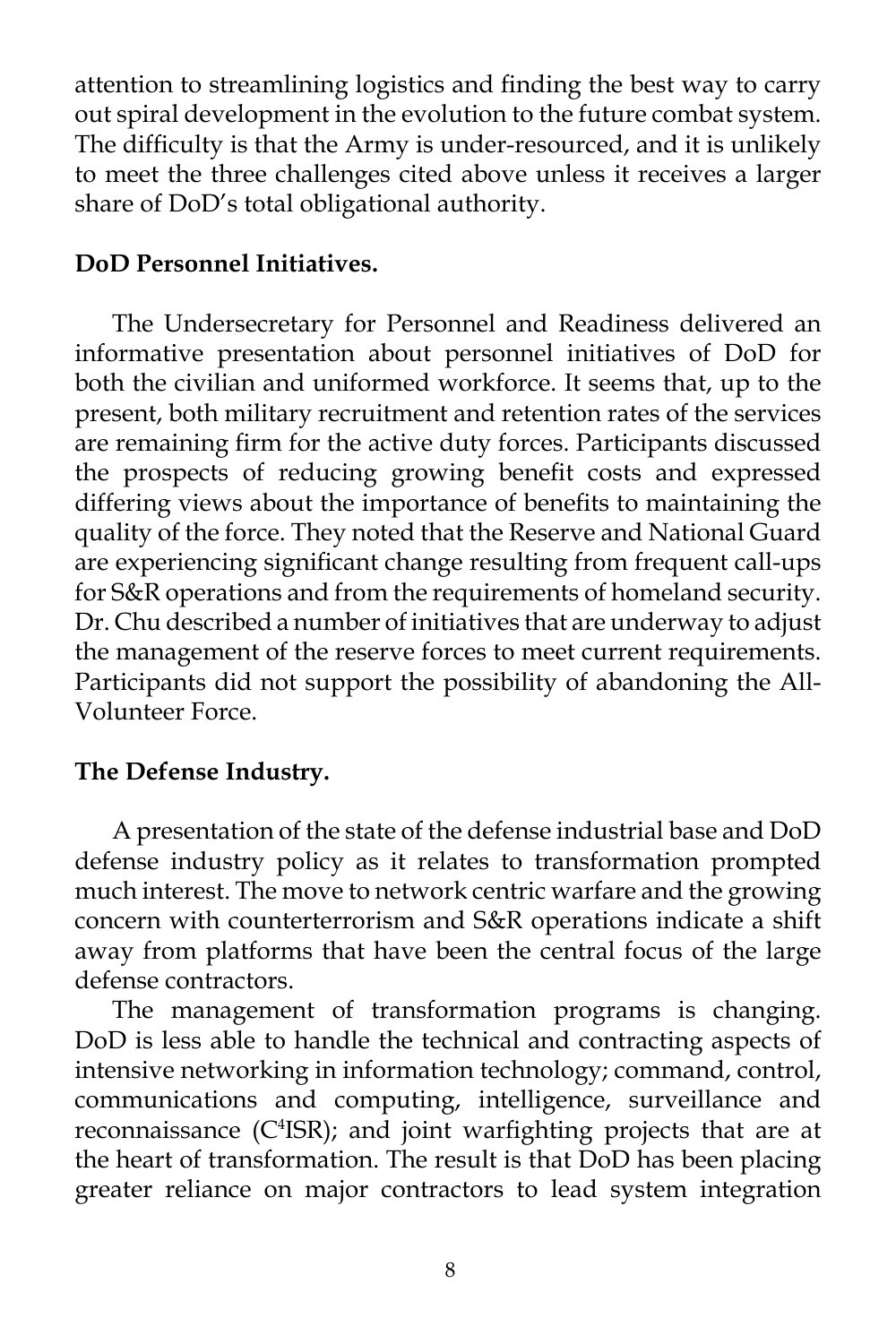attention to streamlining logistics and finding the best way to carry out spiral development in the evolution to the future combat system. The difficulty is that the Army is under-resourced, and it is unlikely to meet the three challenges cited above unless it receives a larger share of DoD's total obligational authority.

**DoD Personnel Initiatives.**

The Undersecretary for Personnel and Readiness delivered an informative presentation about personnel initiatives of DoD for both the civilian and uniformed workforce. It seems that, up to the present, both military recruitment and retention rates of the services are remaining firm for the active duty forces. Participants discussed the prospects of reducing growing benefit costs and expressed differing views about the importance of benefits to maintaining the quality of the force. They noted that the Reserve and National Guard are experiencing significant change resulting from frequent call-ups for S&R operations and from the requirements of homeland security. Dr. Chu described a number of initiatives that are underway to adjust the management of the reserve forces to meet current requirements. Participants did not support the possibility of abandoning the All-Volunteer Force.

**The Defense Industry.**

A presentation of the state of the defense industrial base and DoD defense industry policy as it relates to transformation prompted much interest. The move to network centric warfare and the growing concern with counterterrorism and S&R operations indicate a shift away from platforms that have been the central focus of the large defense contractors.

The management of transformation programs is changing. DoD is less able to handle the technical and contracting aspects of intensive networking in information technology; command, control, communications and computing, intelligence, surveillance and reconnaissance ($C^4$ISR); and joint warfighting projects that are at the heart of transformation. The result is that DoD has been placing greater reliance on major contractors to lead system integration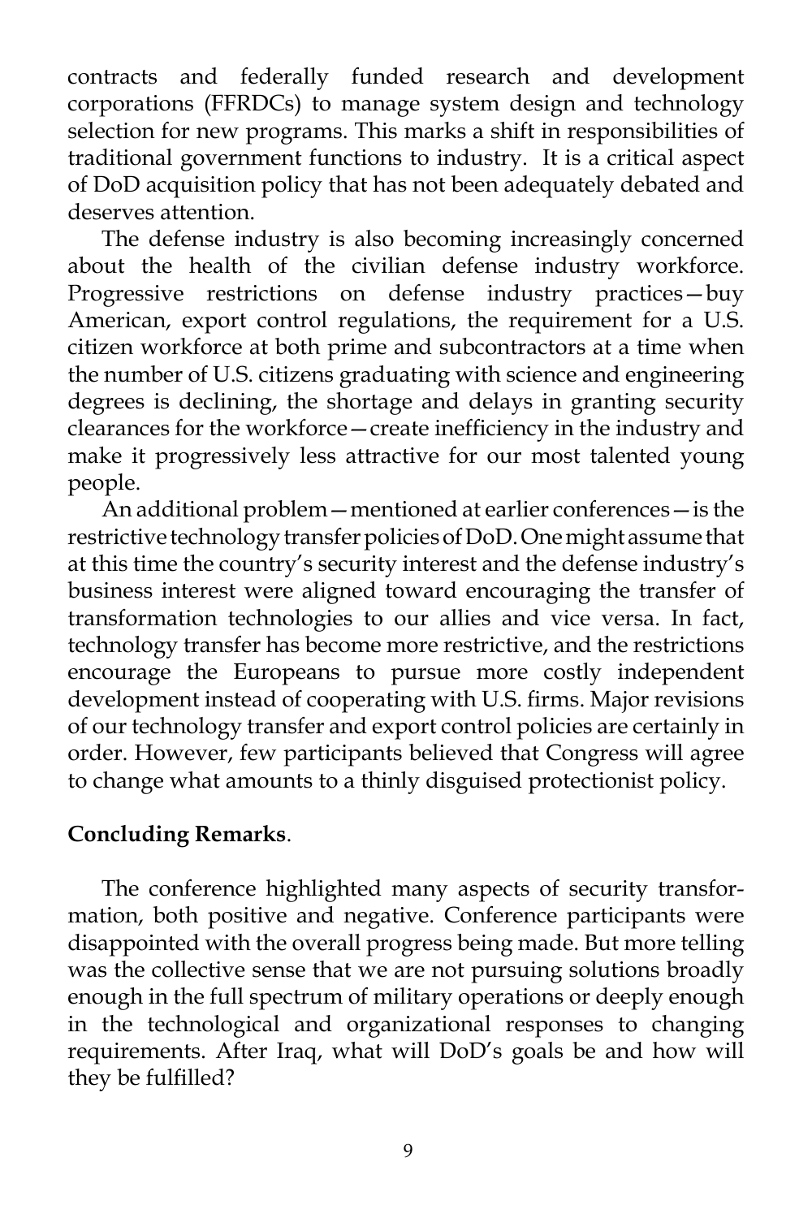contracts and federally funded research and development corporations (FFRDCs) to manage system design and technology selection for new programs. This marks a shift in responsibilities of traditional government functions to industry. It is a critical aspect of DoD acquisition policy that has not been adequately debated and deserves attention.

The defense industry is also becoming increasingly concerned about the health of the civilian defense industry workforce. Progressive restrictions on defense industry practices—buy American, export control regulations, the requirement for a U.S. citizen workforce at both prime and subcontractors at a time when the number of U.S. citizens graduating with science and engineering degrees is declining, the shortage and delays in granting security clearances for the workforce—create inefficiency in the industry and make it progressively less attractive for our most talented young people.

An additional problem—mentioned at earlier conferences—is the restrictive technology transfer policies of DoD. One might assume that at this time the country's security interest and the defense industry's business interest were aligned toward encouraging the transfer of transformation technologies to our allies and vice versa. In fact, technology transfer has become more restrictive, and the restrictions encourage the Europeans to pursue more costly independent development instead of cooperating with U.S. firms. Major revisions of our technology transfer and export control policies are certainly in order. However, few participants believed that Congress will agree to change what amounts to a thinly disguised protectionist policy.

**Concluding Remarks**.

The conference highlighted many aspects of security transformation, both positive and negative. Conference participants were disappointed with the overall progress being made. But more telling was the collective sense that we are not pursuing solutions broadly enough in the full spectrum of military operations or deeply enough in the technological and organizational responses to changing requirements. After Iraq, what will DoD's goals be and how will they be fulfilled?